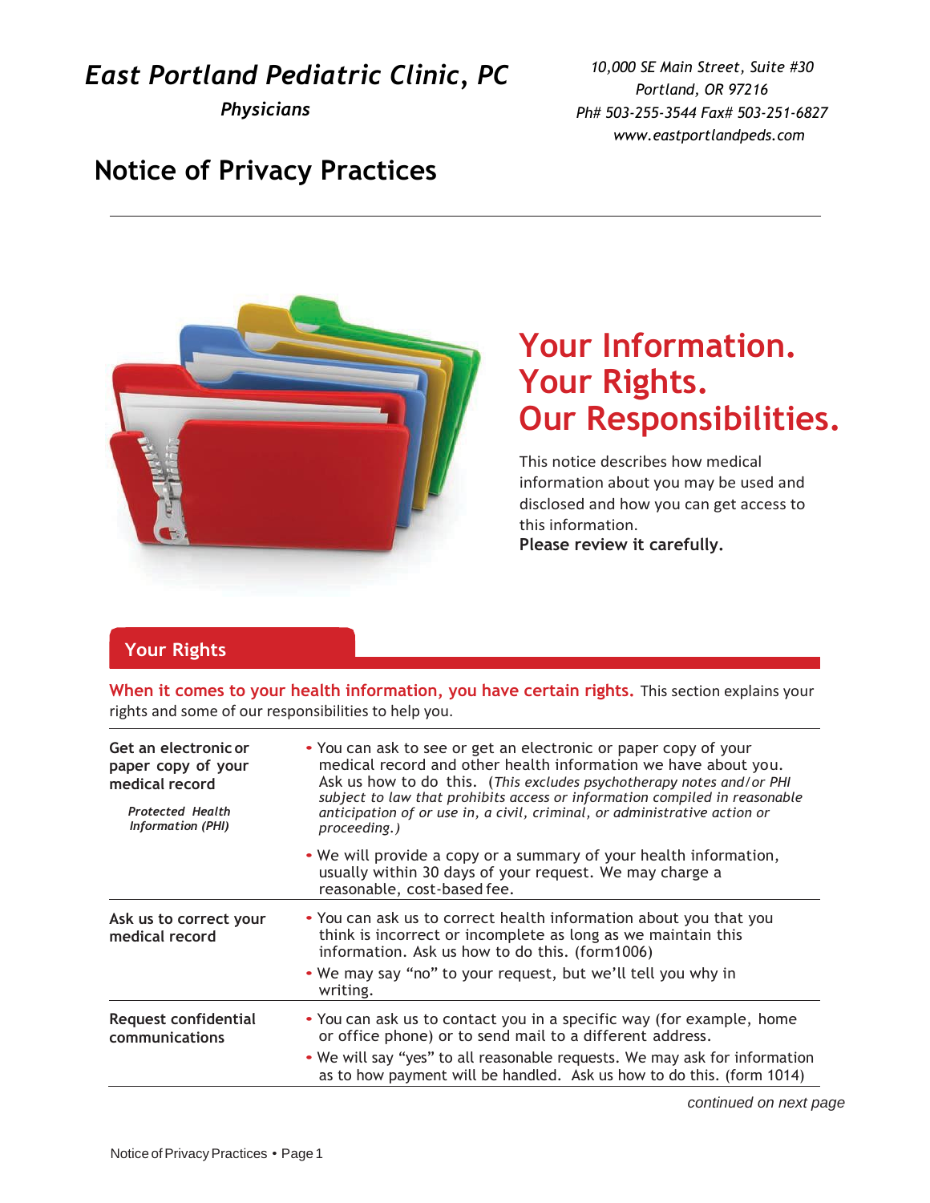# East Portland Pediatric Clinic, PC

*Physicians*

*10,000 SE Main Street, Suite #30*
*Portland, OR 97216*
*Ph# 503-255-3544 Fax# 503-251-6827*
*www.eastportlandpeds.com*

## Notice of Privacy Practices

## Your Information. Your Rights. Our Responsibilities.

This notice describes how medical information about you may be used and disclosed and how you can get access to this information.
**Please review it carefully.**

## Your Rights

**When it comes to your health information, you have certain rights.** This section explains your rights and some of our responsibilities to help you.

| | |
|---|---|
| **Get an electronic or paper copy of your medical record**<br><br>***Protected Health Information (PHI)*** | • You can ask to see or get an electronic or paper copy of your medical record and other health information we have about you. Ask us how to do this. (*This excludes psychotherapy notes and/or PHI subject to law that prohibits access or information compiled in reasonable anticipation of or use in, a civil, criminal, or administrative action or proceeding.)*<br>• We will provide a copy or a summary of your health information, usually within 30 days of your request. We may charge a reasonable, cost-based fee. |
| **Ask us to correct your medical record** | • You can ask us to correct health information about you that you think is incorrect or incomplete as long as we maintain this information. Ask us how to do this. (form1006)<br>• We may say "no" to your request, but we'll tell you why in writing. |
| **Request confidential communications** | • You can ask us to contact you in a specific way (for example, home or office phone) or to send mail to a different address.<br>• We will say "yes" to all reasonable requests. We may ask for information as to how payment will be handled. Ask us how to do this. (form 1014) |

*continued on next page*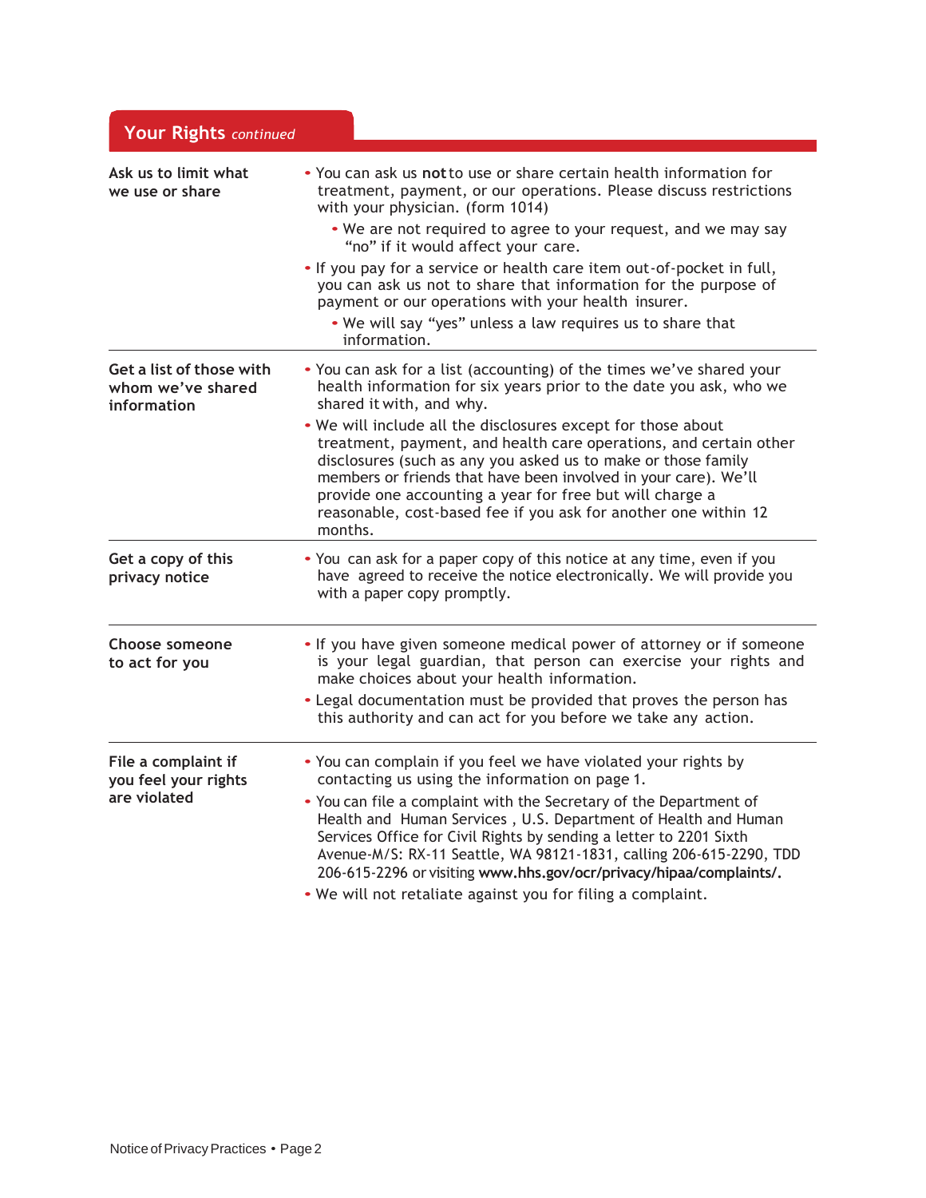## Your Rights *continued*

**Ask us to limit what we use or share**

- You can ask us **not** to use or share certain health information for treatment, payment, or our operations. Please discuss restrictions with your physician. (form 1014)
  - We are not required to agree to your request, and we may say "no" if it would affect your care.
- If you pay for a service or health care item out-of-pocket in full, you can ask us not to share that information for the purpose of payment or our operations with your health insurer.
  - We will say "yes" unless a law requires us to share that information.

**Get a list of those with whom we've shared information**

- You can ask for a list (accounting) of the times we've shared your health information for six years prior to the date you ask, who we shared it with, and why.
- We will include all the disclosures except for those about treatment, payment, and health care operations, and certain other disclosures (such as any you asked us to make or those family members or friends that have been involved in your care). We'll provide one accounting a year for free but will charge a reasonable, cost-based fee if you ask for another one within 12 months.

**Get a copy of this privacy notice**

- You can ask for a paper copy of this notice at any time, even if you have agreed to receive the notice electronically. We will provide you with a paper copy promptly.

**Choose someone to act for you**

- If you have given someone medical power of attorney or if someone is your legal guardian, that person can exercise your rights and make choices about your health information.
- Legal documentation must be provided that proves the person has this authority and can act for you before we take any action.

**File a complaint if you feel your rights are violated**

- You can complain if you feel we have violated your rights by contacting us using the information on page 1.
- You can file a complaint with the Secretary of the Department of Health and Human Services , U.S. Department of Health and Human Services Office for Civil Rights by sending a letter to 2201 Sixth Avenue-M/S: RX-11 Seattle, WA 98121-1831, calling 206-615-2290, TDD 206-615-2296 or visiting **www.hhs.gov/ocr/privacy/hipaa/complaints/.**
- We will not retaliate against you for filing a complaint.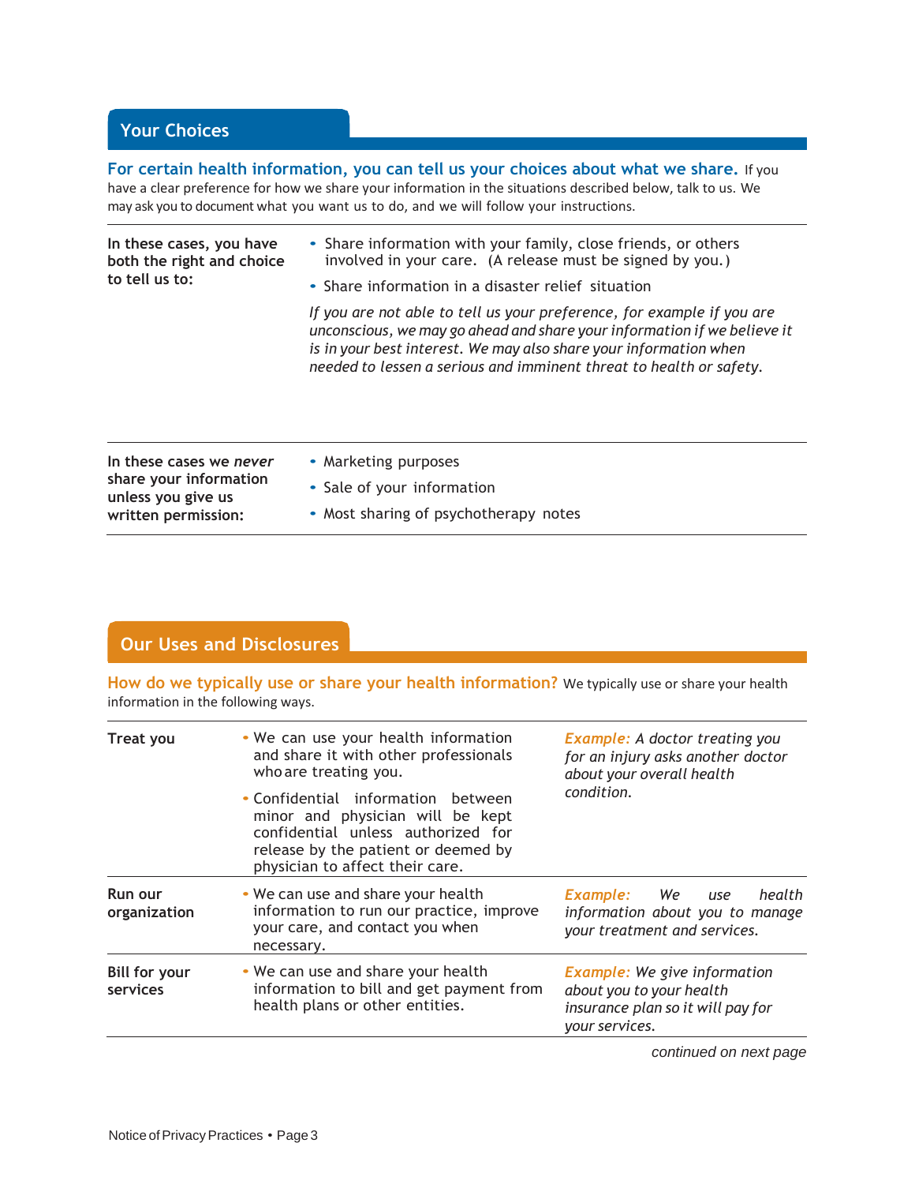## Your Choices

**For certain health information, you can tell us your choices about what we share.** If you have a clear preference for how we share your information in the situations described below, talk to us. We may ask you to document what you want us to do, and we will follow your instructions.

| | |
|---|---|
| **In these cases, you have both the right and choice to tell us to:** | • Share information with your family, close friends, or others involved in your care. (A release must be signed by you.)<br>• Share information in a disaster relief situation<br>*If you are not able to tell us your preference, for example if you are unconscious, we may go ahead and share your information if we believe it is in your best interest. We may also share your information when needed to lessen a serious and imminent threat to health or safety.* |
| **In these cases we *never* share your information unless you give us written permission:** | • Marketing purposes<br>• Sale of your information<br>• Most sharing of psychotherapy notes |

## Our Uses and Disclosures

**How do we typically use or share your health information?** We typically use or share your health information in the following ways.

| | | |
|---|---|---|
| **Treat you** | • We can use your health information and share it with other professionals who are treating you.<br>• Confidential information between minor and physician will be kept confidential unless authorized for release by the patient or deemed by physician to affect their care. | ***Example:*** *A doctor treating you for an injury asks another doctor about your overall health condition.* |
| **Run our organization** | • We can use and share your health information to run our practice, improve your care, and contact you when necessary. | ***Example:*** *We use health information about you to manage your treatment and services.* |
| **Bill for your services** | • We can use and share your health information to bill and get payment from health plans or other entities. | ***Example:*** *We give information about you to your health insurance plan so it will pay for your services.* |

*continued on next page*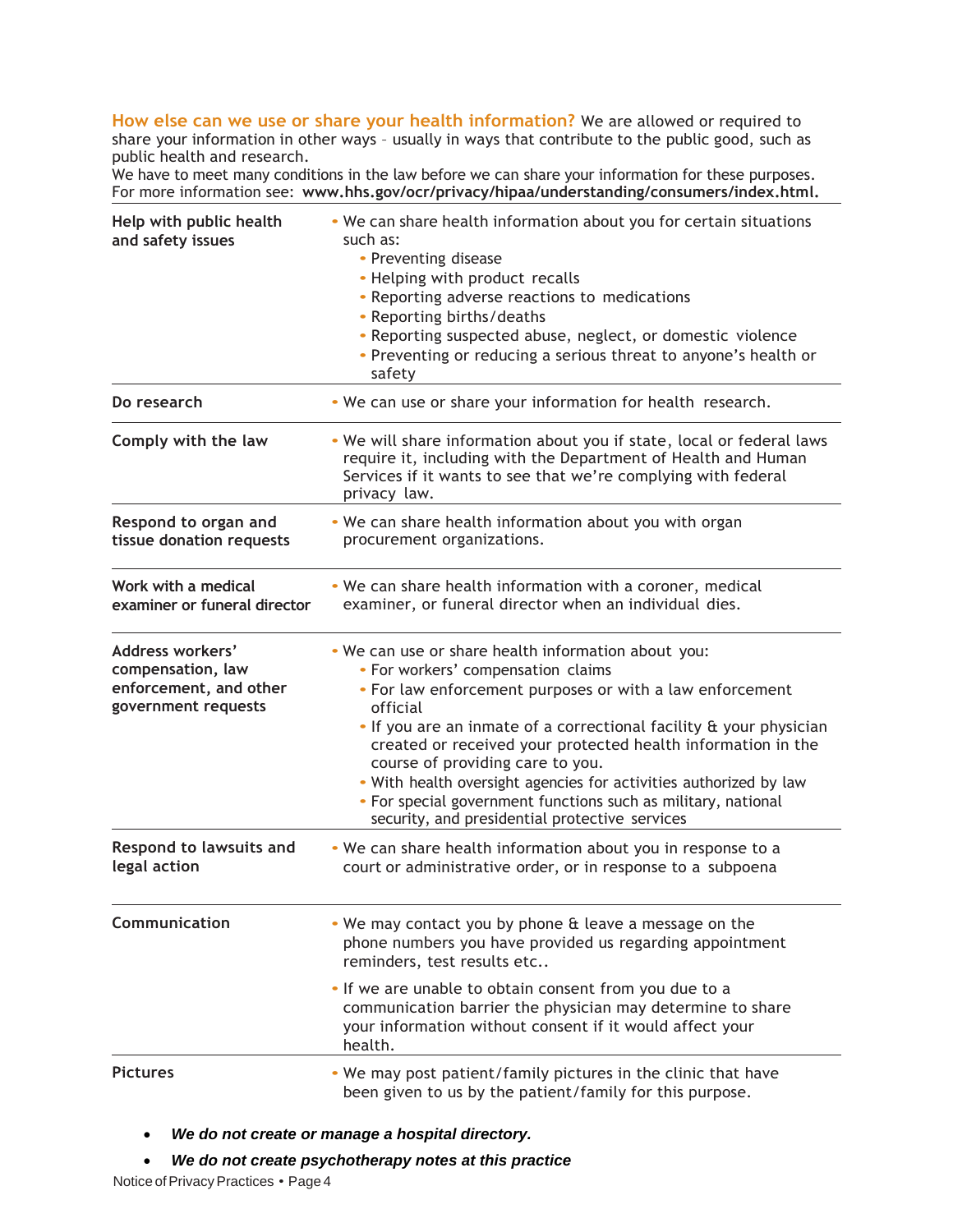**How else can we use or share your health information?** We are allowed or required to share your information in other ways – usually in ways that contribute to the public good, such as public health and research.

We have to meet many conditions in the law before we can share your information for these purposes. For more information see: **www.hhs.gov/ocr/privacy/hipaa/understanding/consumers/index.html.**

| | |
|---|---|
| **Help with public health and safety issues** | • We can share health information about you for certain situations such as:<br>• Preventing disease<br>• Helping with product recalls<br>• Reporting adverse reactions to medications<br>• Reporting births/deaths<br>• Reporting suspected abuse, neglect, or domestic violence<br>• Preventing or reducing a serious threat to anyone's health or safety |
| **Do research** | • We can use or share your information for health research. |
| **Comply with the law** | • We will share information about you if state, local or federal laws require it, including with the Department of Health and Human Services if it wants to see that we're complying with federal privacy law. |
| **Respond to organ and tissue donation requests** | • We can share health information about you with organ procurement organizations. |
| **Work with a medical examiner or funeral director** | • We can share health information with a coroner, medical examiner, or funeral director when an individual dies. |
| **Address workers' compensation, law enforcement, and other government requests** | • We can use or share health information about you:<br>• For workers' compensation claims<br>• For law enforcement purposes or with a law enforcement official<br>• If you are an inmate of a correctional facility & your physician created or received your protected health information in the course of providing care to you.<br>• With health oversight agencies for activities authorized by law<br>• For special government functions such as military, national security, and presidential protective services |
| **Respond to lawsuits and legal action** | • We can share health information about you in response to a court or administrative order, or in response to a subpoena |
| **Communication** | • We may contact you by phone & leave a message on the phone numbers you have provided us regarding appointment reminders, test results etc..<br>• If we are unable to obtain consent from you due to a communication barrier the physician may determine to share your information without consent if it would affect your health. |
| **Pictures** | • We may post patient/family pictures in the clinic that have been given to us by the patient/family for this purpose. |

- ***We do not create or manage a hospital directory.***
- ***We do not create psychotherapy notes at this practice***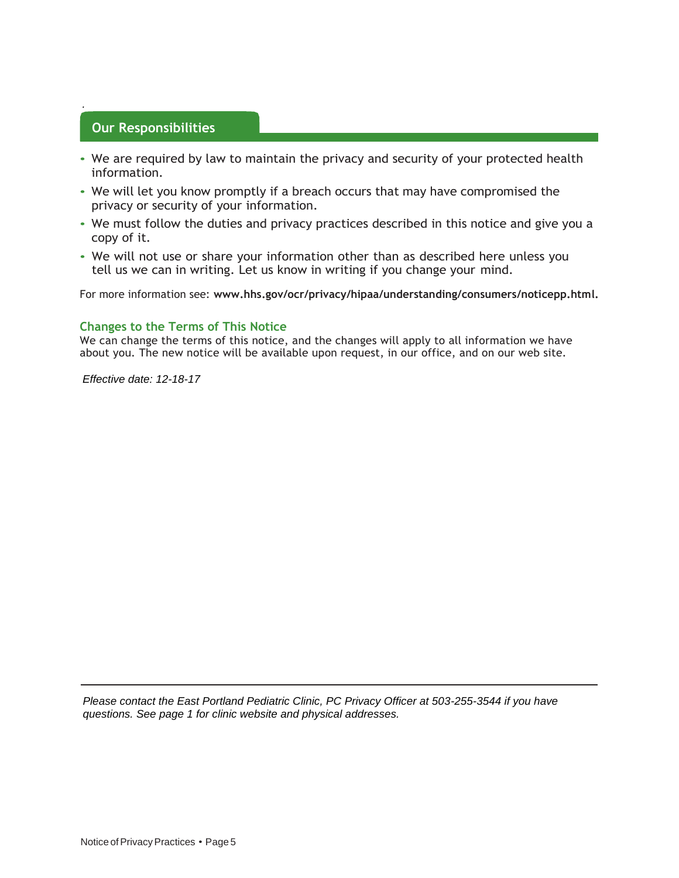## Our Responsibilities

- We are required by law to maintain the privacy and security of your protected health information.
- We will let you know promptly if a breach occurs that may have compromised the privacy or security of your information.
- We must follow the duties and privacy practices described in this notice and give you a copy of it.
- We will not use or share your information other than as described here unless you tell us we can in writing. Let us know in writing if you change your mind.

For more information see: **www.hhs.gov/ocr/privacy/hipaa/understanding/consumers/noticepp.html.**

### Changes to the Terms of This Notice

We can change the terms of this notice, and the changes will apply to all information we have about you. The new notice will be available upon request, in our office, and on our web site.

*Effective date: 12-18-17*

---

*Please contact the East Portland Pediatric Clinic, PC Privacy Officer at 503-255-3544 if you have questions. See page 1 for clinic website and physical addresses.*